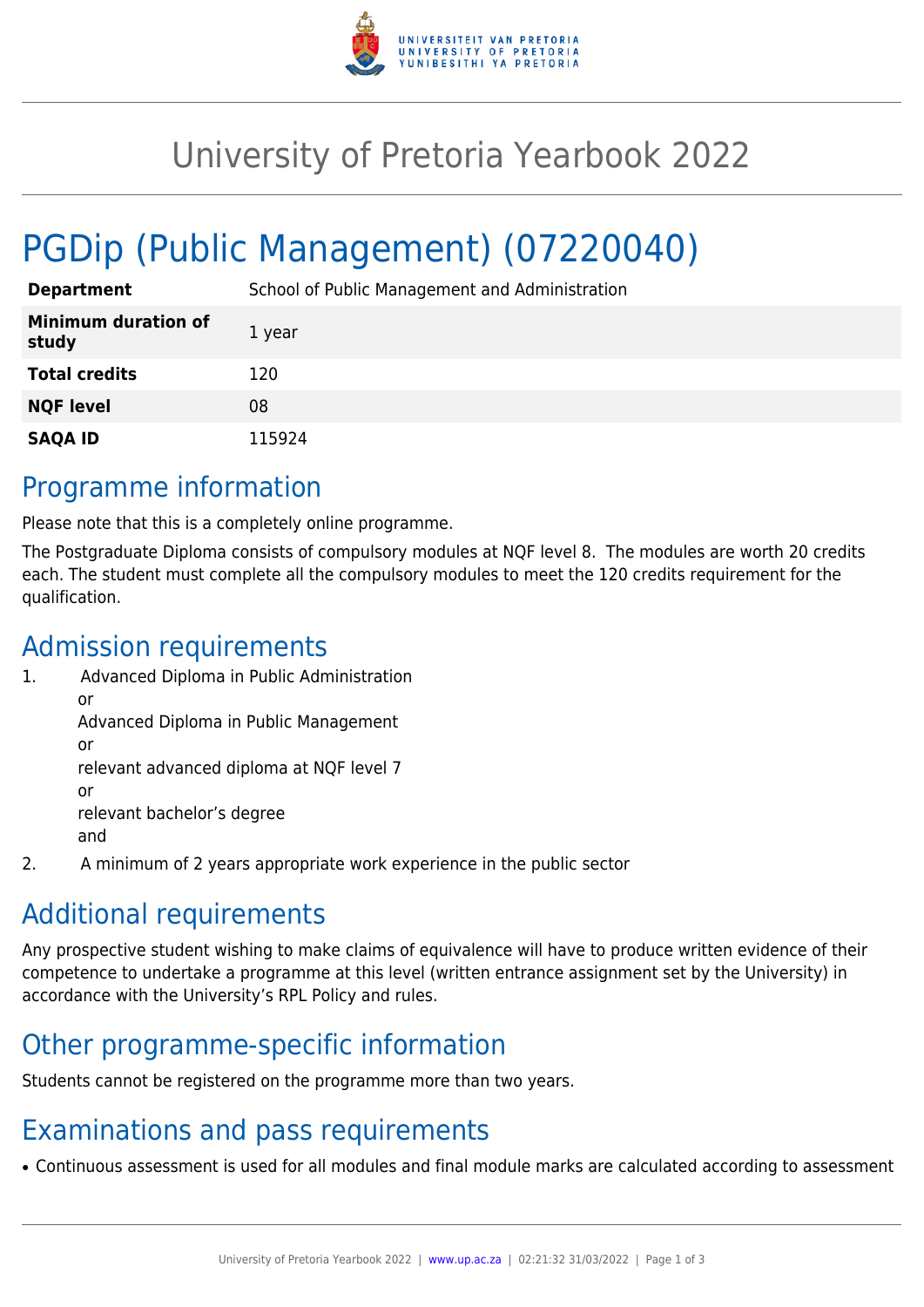# University of Pretoria Yearbook 2022

# PGDip (Public Management) (07220040)

| | |
|---|---|
| **Department** | School of Public Management and Administration |
| **Minimum duration of study** | 1 year |
| **Total credits** | 120 |
| **NQF level** | 08 |
| **SAQA ID** | 115924 |

## Programme information

Please note that this is a completely online programme.

The Postgraduate Diploma consists of compulsory modules at NQF level 8. The modules are worth 20 credits each. The student must complete all the compulsory modules to meet the 120 credits requirement for the qualification.

## Admission requirements

1. Advanced Diploma in Public Administration
   or
   Advanced Diploma in Public Management
   or
   relevant advanced diploma at NQF level 7
   or
   relevant bachelor's degree
   and
2. A minimum of 2 years appropriate work experience in the public sector

## Additional requirements

Any prospective student wishing to make claims of equivalence will have to produce written evidence of their competence to undertake a programme at this level (written entrance assignment set by the University) in accordance with the University's RPL Policy and rules.

## Other programme-specific information

Students cannot be registered on the programme more than two years.

## Examinations and pass requirements

- Continuous assessment is used for all modules and final module marks are calculated according to assessment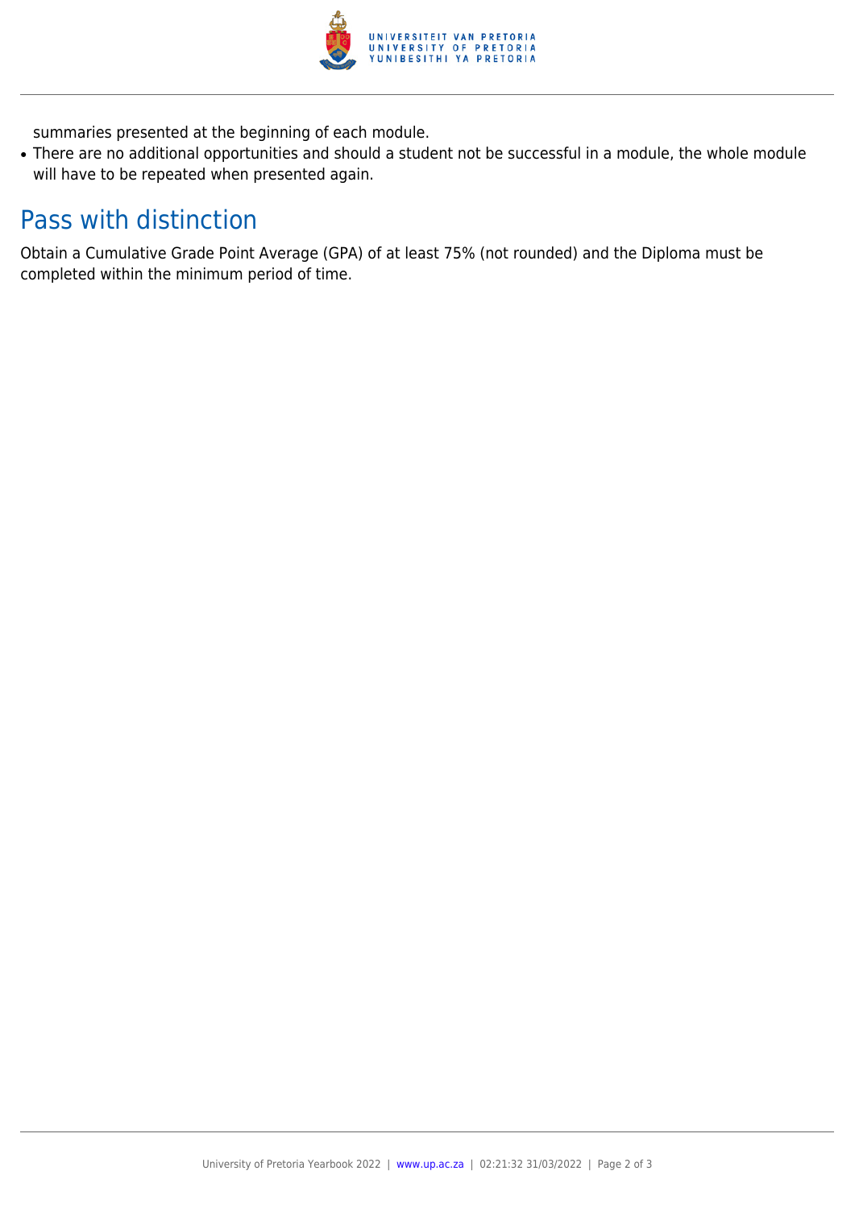summaries presented at the beginning of each module.

- There are no additional opportunities and should a student not be successful in a module, the whole module will have to be repeated when presented again.

## Pass with distinction

Obtain a Cumulative Grade Point Average (GPA) of at least 75% (not rounded) and the Diploma must be completed within the minimum period of time.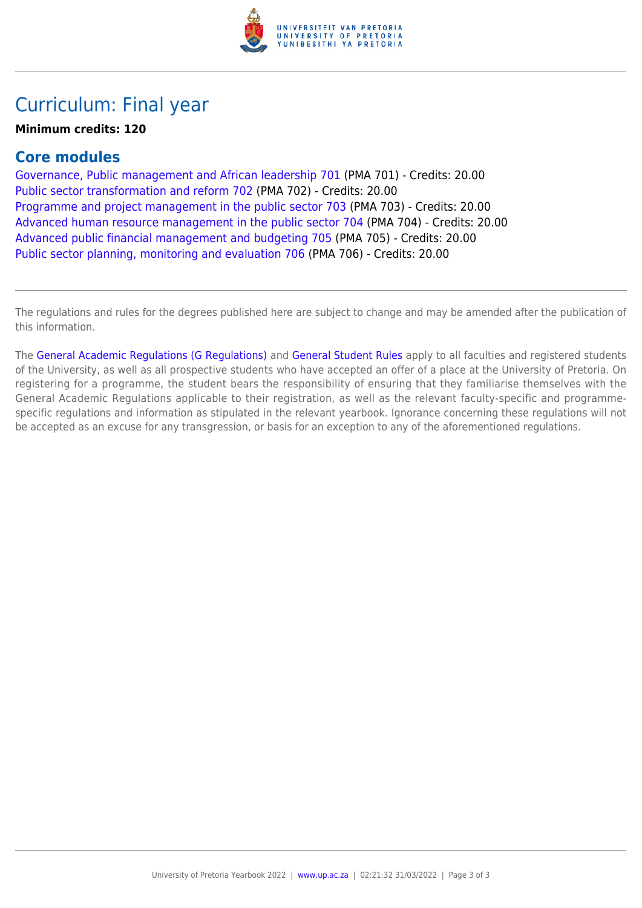## Curriculum: Final year

**Minimum credits: 120**

### Core modules

Governance, Public management and African leadership 701 (PMA 701) - Credits: 20.00
Public sector transformation and reform 702 (PMA 702) - Credits: 20.00
Programme and project management in the public sector 703 (PMA 703) - Credits: 20.00
Advanced human resource management in the public sector 704 (PMA 704) - Credits: 20.00
Advanced public financial management and budgeting 705 (PMA 705) - Credits: 20.00
Public sector planning, monitoring and evaluation 706 (PMA 706) - Credits: 20.00

---

The regulations and rules for the degrees published here are subject to change and may be amended after the publication of this information.

The General Academic Regulations (G Regulations) and General Student Rules apply to all faculties and registered students of the University, as well as all prospective students who have accepted an offer of a place at the University of Pretoria. On registering for a programme, the student bears the responsibility of ensuring that they familiarise themselves with the General Academic Regulations applicable to their registration, as well as the relevant faculty-specific and programme-specific regulations and information as stipulated in the relevant yearbook. Ignorance concerning these regulations will not be accepted as an excuse for any transgression, or basis for an exception to any of the aforementioned regulations.